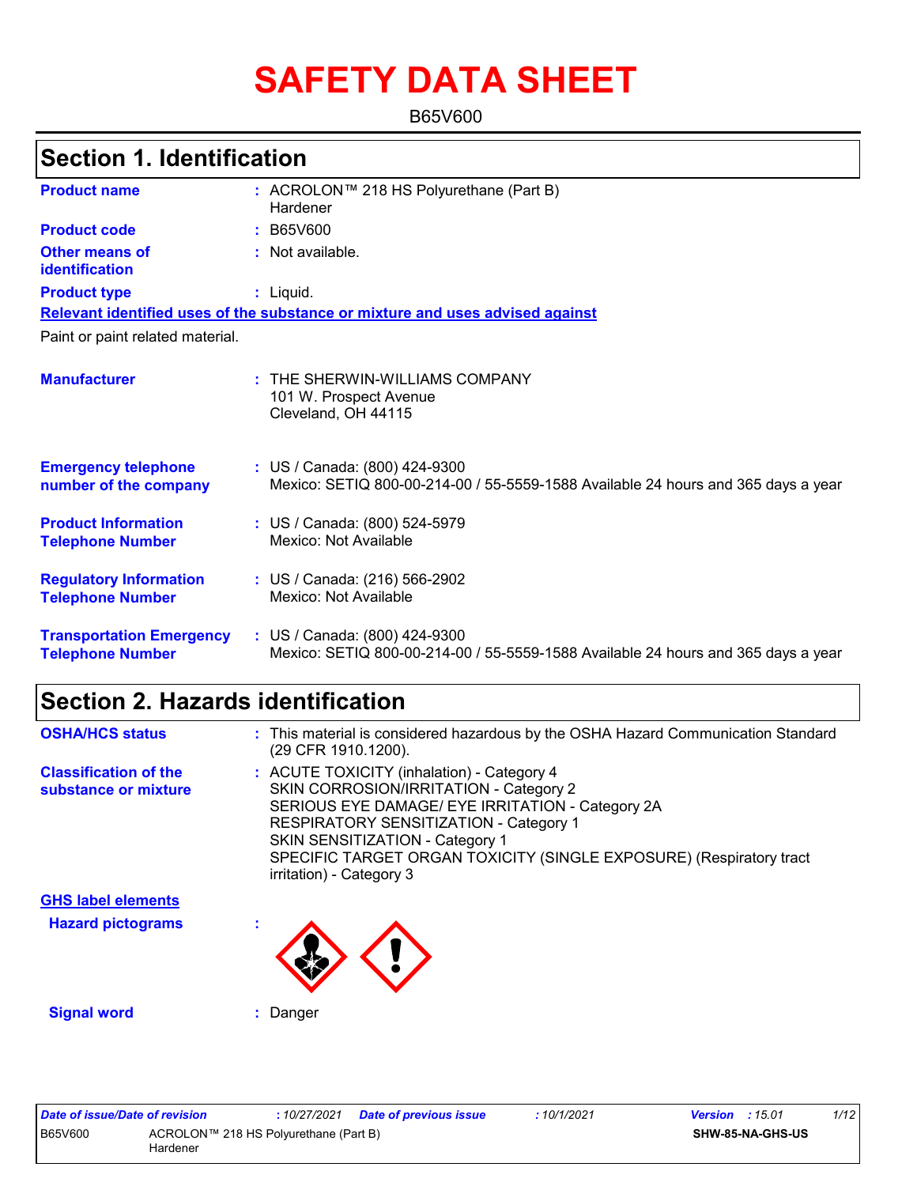# SAFETY DATA SHEET

B65V600

## Section 1. Identification

**Product name** : ACROLON™ 218 HS Polyurethane (Part B) Hardener

**Product code** : B65V600

**Other means of identification** : Not available.

**Product type** : Liquid.

**Relevant identified uses of the substance or mixture and uses advised against**

Paint or paint related material.

**Manufacturer** : THE SHERWIN-WILLIAMS COMPANY
101 W. Prospect Avenue
Cleveland, OH 44115

**Emergency telephone number of the company** : US / Canada: (800) 424-9300
Mexico: SETIQ 800-00-214-00 / 55-5559-1588 Available 24 hours and 365 days a year

**Product Information Telephone Number** : US / Canada: (800) 524-5979
Mexico: Not Available

**Regulatory Information Telephone Number** : US / Canada: (216) 566-2902
Mexico: Not Available

**Transportation Emergency Telephone Number** : US / Canada: (800) 424-9300
Mexico: SETIQ 800-00-214-00 / 55-5559-1588 Available 24 hours and 365 days a year

## Section 2. Hazards identification

**OSHA/HCS status** : This material is considered hazardous by the OSHA Hazard Communication Standard (29 CFR 1910.1200).

**Classification of the substance or mixture** : ACUTE TOXICITY (inhalation) - Category 4
SKIN CORROSION/IRRITATION - Category 2
SERIOUS EYE DAMAGE/ EYE IRRITATION - Category 2A
RESPIRATORY SENSITIZATION - Category 1
SKIN SENSITIZATION - Category 1
SPECIFIC TARGET ORGAN TOXICITY (SINGLE EXPOSURE) (Respiratory tract irritation) - Category 3

**GHS label elements**

**Hazard pictograms** :

**Signal word** : Danger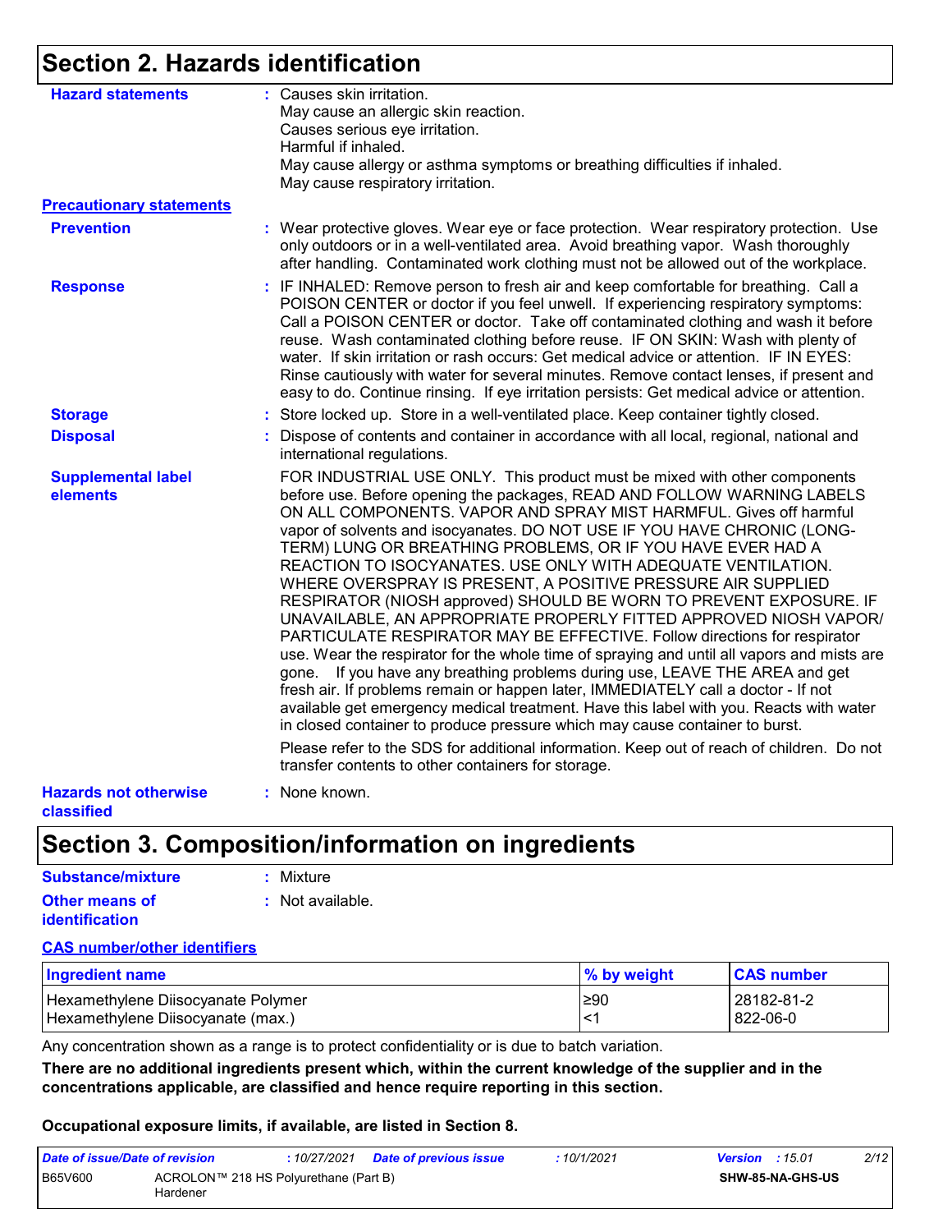# Section 2. Hazards identification

**Hazard statements** : Causes skin irritation.
May cause an allergic skin reaction.
Causes serious eye irritation.
Harmful if inhaled.
May cause allergy or asthma symptoms or breathing difficulties if inhaled.
May cause respiratory irritation.

**Precautionary statements**

**Prevention** : Wear protective gloves. Wear eye or face protection. Wear respiratory protection. Use only outdoors or in a well-ventilated area. Avoid breathing vapor. Wash thoroughly after handling. Contaminated work clothing must not be allowed out of the workplace.

**Response** : IF INHALED: Remove person to fresh air and keep comfortable for breathing. Call a POISON CENTER or doctor if you feel unwell. If experiencing respiratory symptoms: Call a POISON CENTER or doctor. Take off contaminated clothing and wash it before reuse. Wash contaminated clothing before reuse. IF ON SKIN: Wash with plenty of water. If skin irritation or rash occurs: Get medical advice or attention. IF IN EYES: Rinse cautiously with water for several minutes. Remove contact lenses, if present and easy to do. Continue rinsing. If eye irritation persists: Get medical advice or attention.

**Storage** : Store locked up. Store in a well-ventilated place. Keep container tightly closed.

**Disposal** : Dispose of contents and container in accordance with all local, regional, national and international regulations.

**Supplemental label elements** FOR INDUSTRIAL USE ONLY. This product must be mixed with other components before use. Before opening the packages, READ AND FOLLOW WARNING LABELS ON ALL COMPONENTS. VAPOR AND SPRAY MIST HARMFUL. Gives off harmful vapor of solvents and isocyanates. DO NOT USE IF YOU HAVE CHRONIC (LONG-TERM) LUNG OR BREATHING PROBLEMS, OR IF YOU HAVE EVER HAD A REACTION TO ISOCYANATES. USE ONLY WITH ADEQUATE VENTILATION. WHERE OVERSPRAY IS PRESENT, A POSITIVE PRESSURE AIR SUPPLIED RESPIRATOR (NIOSH approved) SHOULD BE WORN TO PREVENT EXPOSURE. IF UNAVAILABLE, AN APPROPRIATE PROPERLY FITTED APPROVED NIOSH VAPOR/ PARTICULATE RESPIRATOR MAY BE EFFECTIVE. Follow directions for respirator use. Wear the respirator for the whole time of spraying and until all vapors and mists are gone. If you have any breathing problems during use, LEAVE THE AREA and get fresh air. If problems remain or happen later, IMMEDIATELY call a doctor - If not available get emergency medical treatment. Have this label with you. Reacts with water in closed container to produce pressure which may cause container to burst.

Please refer to the SDS for additional information. Keep out of reach of children. Do not transfer contents to other containers for storage.

**Hazards not otherwise classified** : None known.

# Section 3. Composition/information on ingredients

**Substance/mixture** : Mixture

**Other means of identification** : Not available.

**CAS number/other identifiers**

| Ingredient name | % by weight | CAS number |
|---|---|---|
| Hexamethylene Diisocyanate Polymer | ≥90 | 28182-81-2 |
| Hexamethylene Diisocyanate (max.) | <1 | 822-06-0 |

Any concentration shown as a range is to protect confidentiality or is due to batch variation.

**There are no additional ingredients present which, within the current knowledge of the supplier and in the concentrations applicable, are classified and hence require reporting in this section.**

**Occupational exposure limits, if available, are listed in Section 8.**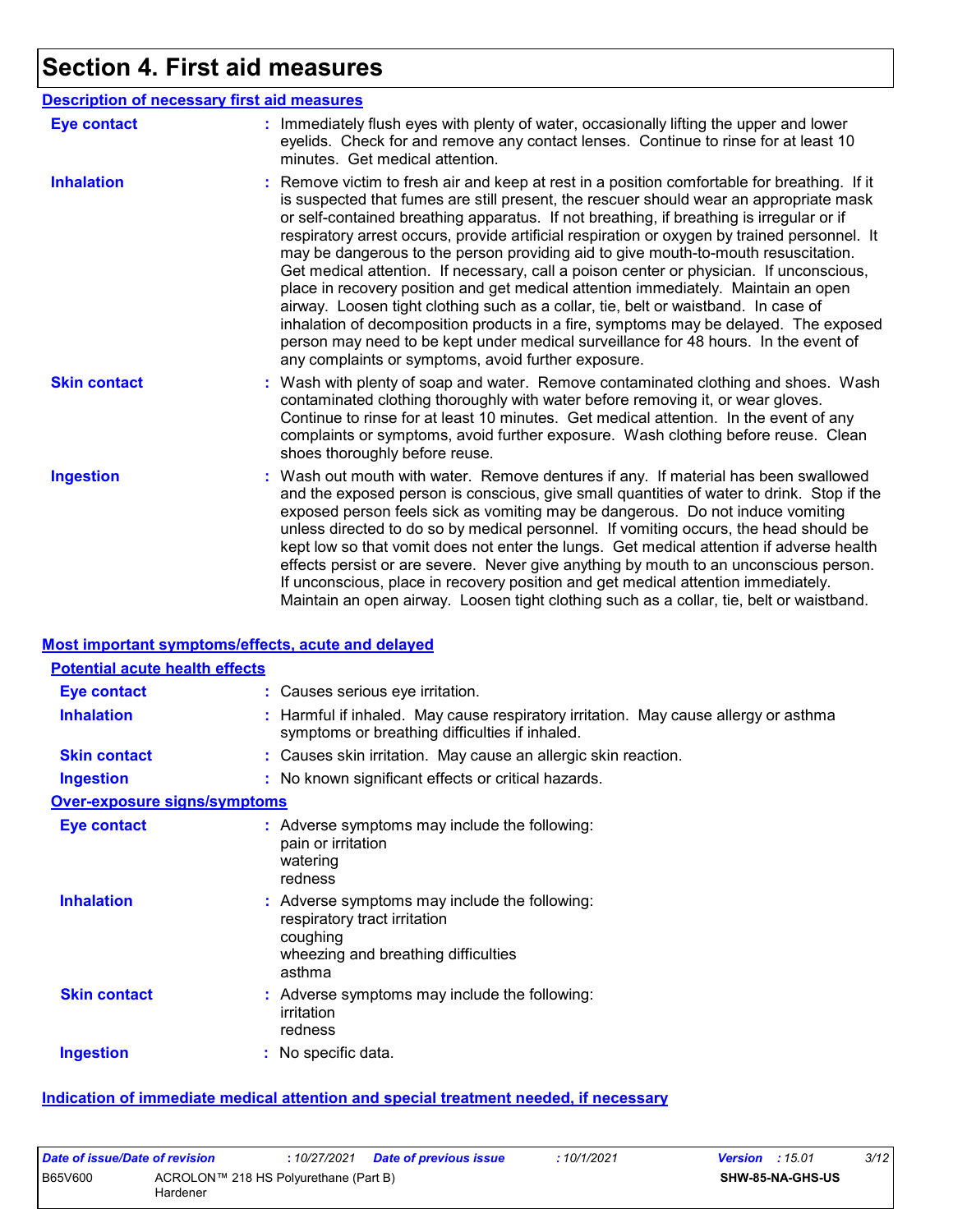# Section 4. First aid measures

## Description of necessary first aid measures

| | |
|---|---|
| **Eye contact** | Immediately flush eyes with plenty of water, occasionally lifting the upper and lower eyelids. Check for and remove any contact lenses. Continue to rinse for at least 10 minutes. Get medical attention. |
| **Inhalation** | Remove victim to fresh air and keep at rest in a position comfortable for breathing. If it is suspected that fumes are still present, the rescuer should wear an appropriate mask or self-contained breathing apparatus. If not breathing, if breathing is irregular or if respiratory arrest occurs, provide artificial respiration or oxygen by trained personnel. It may be dangerous to the person providing aid to give mouth-to-mouth resuscitation. Get medical attention. If necessary, call a poison center or physician. If unconscious, place in recovery position and get medical attention immediately. Maintain an open airway. Loosen tight clothing such as a collar, tie, belt or waistband. In case of inhalation of decomposition products in a fire, symptoms may be delayed. The exposed person may need to be kept under medical surveillance for 48 hours. In the event of any complaints or symptoms, avoid further exposure. |
| **Skin contact** | Wash with plenty of soap and water. Remove contaminated clothing and shoes. Wash contaminated clothing thoroughly with water before removing it, or wear gloves. Continue to rinse for at least 10 minutes. Get medical attention. In the event of any complaints or symptoms, avoid further exposure. Wash clothing before reuse. Clean shoes thoroughly before reuse. |
| **Ingestion** | Wash out mouth with water. Remove dentures if any. If material has been swallowed and the exposed person is conscious, give small quantities of water to drink. Stop if the exposed person feels sick as vomiting may be dangerous. Do not induce vomiting unless directed to do so by medical personnel. If vomiting occurs, the head should be kept low so that vomit does not enter the lungs. Get medical attention if adverse health effects persist or are severe. Never give anything by mouth to an unconscious person. If unconscious, place in recovery position and get medical attention immediately. Maintain an open airway. Loosen tight clothing such as a collar, tie, belt or waistband. |

## Most important symptoms/effects, acute and delayed

### Potential acute health effects

| | |
|---|---|
| **Eye contact** | Causes serious eye irritation. |
| **Inhalation** | Harmful if inhaled. May cause respiratory irritation. May cause allergy or asthma symptoms or breathing difficulties if inhaled. |
| **Skin contact** | Causes skin irritation. May cause an allergic skin reaction. |
| **Ingestion** | No known significant effects or critical hazards. |

### Over-exposure signs/symptoms

| | |
|---|---|
| **Eye contact** | Adverse symptoms may include the following:<br>pain or irritation<br>watering<br>redness |
| **Inhalation** | Adverse symptoms may include the following:<br>respiratory tract irritation<br>coughing<br>wheezing and breathing difficulties<br>asthma |
| **Skin contact** | Adverse symptoms may include the following:<br>irritation<br>redness |
| **Ingestion** | No specific data. |

## Indication of immediate medical attention and special treatment needed, if necessary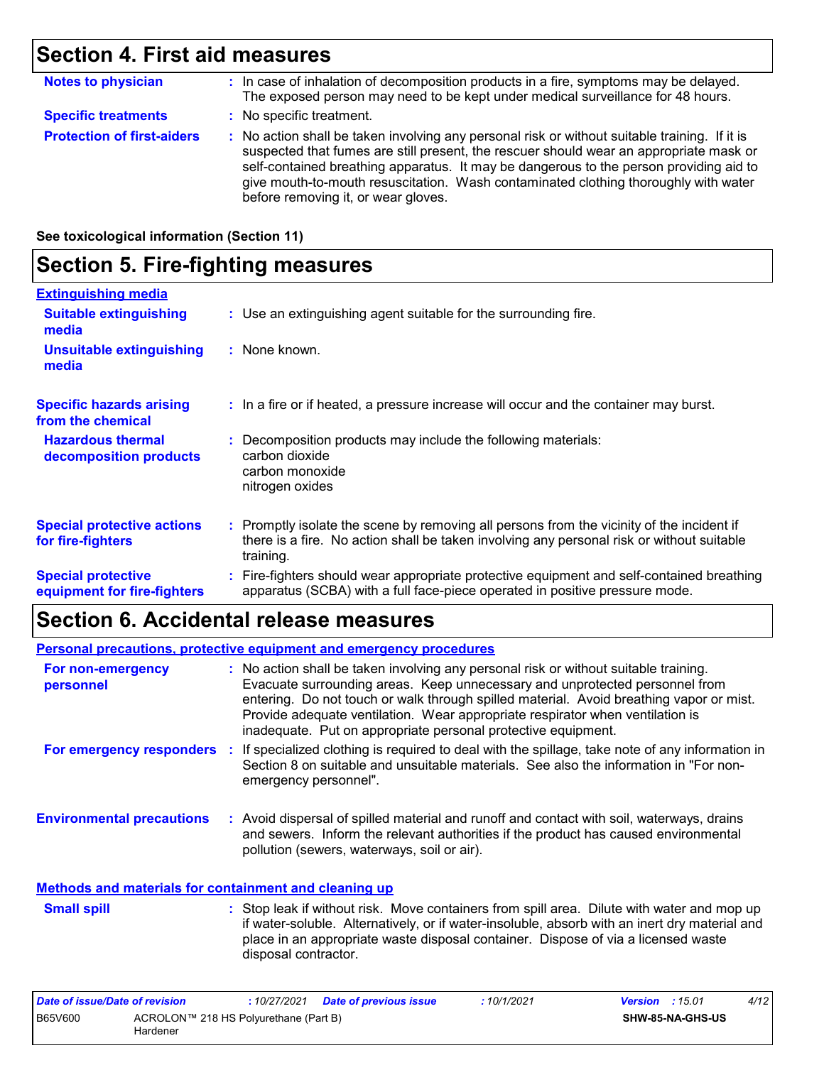## Section 4. First aid measures

**Notes to physician** : In case of inhalation of decomposition products in a fire, symptoms may be delayed. The exposed person may need to be kept under medical surveillance for 48 hours.

**Specific treatments** : No specific treatment.

**Protection of first-aiders** : No action shall be taken involving any personal risk or without suitable training. If it is suspected that fumes are still present, the rescuer should wear an appropriate mask or self-contained breathing apparatus. It may be dangerous to the person providing aid to give mouth-to-mouth resuscitation. Wash contaminated clothing thoroughly with water before removing it, or wear gloves.

**See toxicological information (Section 11)**

## Section 5. Fire-fighting measures

**Extinguishing media**

**Suitable extinguishing media** : Use an extinguishing agent suitable for the surrounding fire.

**Unsuitable extinguishing media** : None known.

**Specific hazards arising from the chemical** : In a fire or if heated, a pressure increase will occur and the container may burst.

**Hazardous thermal decomposition products** : Decomposition products may include the following materials:
carbon dioxide
carbon monoxide
nitrogen oxides

**Special protective actions for fire-fighters** : Promptly isolate the scene by removing all persons from the vicinity of the incident if there is a fire. No action shall be taken involving any personal risk or without suitable training.

**Special protective equipment for fire-fighters** : Fire-fighters should wear appropriate protective equipment and self-contained breathing apparatus (SCBA) with a full face-piece operated in positive pressure mode.

## Section 6. Accidental release measures

**Personal precautions, protective equipment and emergency procedures**

**For non-emergency personnel** : No action shall be taken involving any personal risk or without suitable training. Evacuate surrounding areas. Keep unnecessary and unprotected personnel from entering. Do not touch or walk through spilled material. Avoid breathing vapor or mist. Provide adequate ventilation. Wear appropriate respirator when ventilation is inadequate. Put on appropriate personal protective equipment.

**For emergency responders** : If specialized clothing is required to deal with the spillage, take note of any information in Section 8 on suitable and unsuitable materials. See also the information in "For non-emergency personnel".

**Environmental precautions** : Avoid dispersal of spilled material and runoff and contact with soil, waterways, drains and sewers. Inform the relevant authorities if the product has caused environmental pollution (sewers, waterways, soil or air).

**Methods and materials for containment and cleaning up**

**Small spill** : Stop leak if without risk. Move containers from spill area. Dilute with water and mop up if water-soluble. Alternatively, or if water-insoluble, absorb with an inert dry material and place in an appropriate waste disposal container. Dispose of via a licensed waste disposal contractor.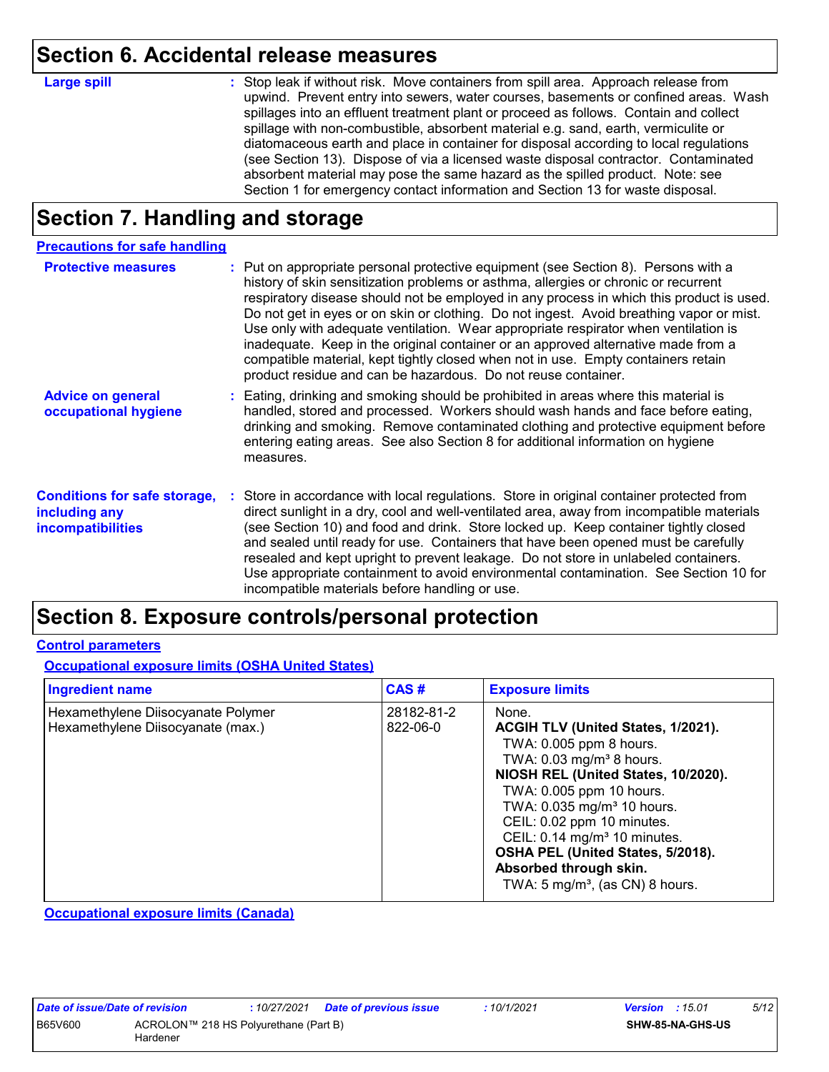## Section 6. Accidental release measures

**Large spill** : Stop leak if without risk. Move containers from spill area. Approach release from upwind. Prevent entry into sewers, water courses, basements or confined areas. Wash spillages into an effluent treatment plant or proceed as follows. Contain and collect spillage with non-combustible, absorbent material e.g. sand, earth, vermiculite or diatomaceous earth and place in container for disposal according to local regulations (see Section 13). Dispose of via a licensed waste disposal contractor. Contaminated absorbent material may pose the same hazard as the spilled product. Note: see Section 1 for emergency contact information and Section 13 for waste disposal.

## Section 7. Handling and storage

### Precautions for safe handling

**Protective measures** : Put on appropriate personal protective equipment (see Section 8). Persons with a history of skin sensitization problems or asthma, allergies or chronic or recurrent respiratory disease should not be employed in any process in which this product is used. Do not get in eyes or on skin or clothing. Do not ingest. Avoid breathing vapor or mist. Use only with adequate ventilation. Wear appropriate respirator when ventilation is inadequate. Keep in the original container or an approved alternative made from a compatible material, kept tightly closed when not in use. Empty containers retain product residue and can be hazardous. Do not reuse container.

**Advice on general occupational hygiene** : Eating, drinking and smoking should be prohibited in areas where this material is handled, stored and processed. Workers should wash hands and face before eating, drinking and smoking. Remove contaminated clothing and protective equipment before entering eating areas. See also Section 8 for additional information on hygiene measures.

**Conditions for safe storage, including any incompatibilities** : Store in accordance with local regulations. Store in original container protected from direct sunlight in a dry, cool and well-ventilated area, away from incompatible materials (see Section 10) and food and drink. Store locked up. Keep container tightly closed and sealed until ready for use. Containers that have been opened must be carefully resealed and kept upright to prevent leakage. Do not store in unlabeled containers. Use appropriate containment to avoid environmental contamination. See Section 10 for incompatible materials before handling or use.

## Section 8. Exposure controls/personal protection

### Control parameters

#### Occupational exposure limits (OSHA United States)

| Ingredient name | CAS # | Exposure limits |
|---|---|---|
| Hexamethylene Diisocyanate Polymer | 28182-81-2 | None. |
| Hexamethylene Diisocyanate (max.) | 822-06-0 | **ACGIH TLV (United States, 1/2021).**<br>TWA: 0.005 ppm 8 hours.<br>TWA: 0.03 mg/m³ 8 hours.<br>**NIOSH REL (United States, 10/2020).**<br>TWA: 0.005 ppm 10 hours.<br>TWA: 0.035 mg/m³ 10 hours.<br>CEIL: 0.02 ppm 10 minutes.<br>CEIL: 0.14 mg/m³ 10 minutes.<br>**OSHA PEL (United States, 5/2018).**<br>**Absorbed through skin.**<br>TWA: 5 mg/m³, (as CN) 8 hours. |

#### Occupational exposure limits (Canada)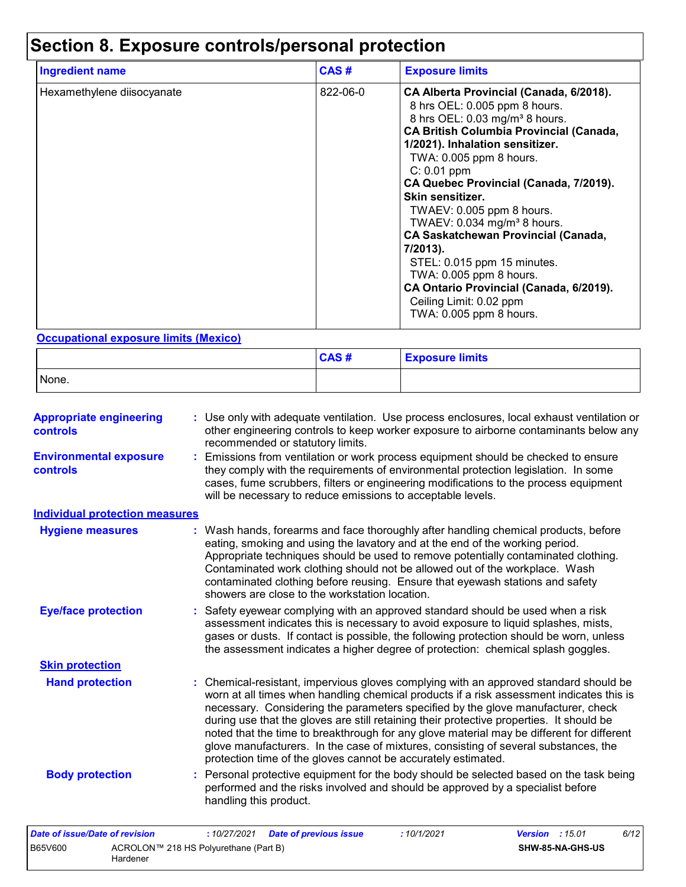# Section 8. Exposure controls/personal protection

| Ingredient name | CAS # | Exposure limits |
|---|---|---|
| Hexamethylene diisocyanate | 822-06-0 | **CA Alberta Provincial (Canada, 6/2018).**<br>8 hrs OEL: 0.005 ppm 8 hours.<br>8 hrs OEL: 0.03 mg/m³ 8 hours.<br>**CA British Columbia Provincial (Canada, 1/2021). Inhalation sensitizer.**<br>TWA: 0.005 ppm 8 hours.<br>C: 0.01 ppm<br>**CA Quebec Provincial (Canada, 7/2019). Skin sensitizer.**<br>TWAEV: 0.005 ppm 8 hours.<br>TWAEV: 0.034 mg/m³ 8 hours.<br>**CA Saskatchewan Provincial (Canada, 7/2013).**<br>STEL: 0.015 ppm 15 minutes.<br>TWA: 0.005 ppm 8 hours.<br>**CA Ontario Provincial (Canada, 6/2019).**<br>Ceiling Limit: 0.02 ppm<br>TWA: 0.005 ppm 8 hours. |

**Occupational exposure limits (Mexico)**

| | CAS # | Exposure limits |
|---|---|---|
| None. | | |

**Appropriate engineering controls** : Use only with adequate ventilation. Use process enclosures, local exhaust ventilation or other engineering controls to keep worker exposure to airborne contaminants below any recommended or statutory limits.

**Environmental exposure controls** : Emissions from ventilation or work process equipment should be checked to ensure they comply with the requirements of environmental protection legislation. In some cases, fume scrubbers, filters or engineering modifications to the process equipment will be necessary to reduce emissions to acceptable levels.

**Individual protection measures**

**Hygiene measures** : Wash hands, forearms and face thoroughly after handling chemical products, before eating, smoking and using the lavatory and at the end of the working period. Appropriate techniques should be used to remove potentially contaminated clothing. Contaminated work clothing should not be allowed out of the workplace. Wash contaminated clothing before reusing. Ensure that eyewash stations and safety showers are close to the workstation location.

**Eye/face protection** : Safety eyewear complying with an approved standard should be used when a risk assessment indicates this is necessary to avoid exposure to liquid splashes, mists, gases or dusts. If contact is possible, the following protection should be worn, unless the assessment indicates a higher degree of protection: chemical splash goggles.

**Skin protection**

**Hand protection** : Chemical-resistant, impervious gloves complying with an approved standard should be worn at all times when handling chemical products if a risk assessment indicates this is necessary. Considering the parameters specified by the glove manufacturer, check during use that the gloves are still retaining their protective properties. It should be noted that the time to breakthrough for any glove material may be different for different glove manufacturers. In the case of mixtures, consisting of several substances, the protection time of the gloves cannot be accurately estimated.

**Body protection** : Personal protective equipment for the body should be selected based on the task being performed and the risks involved and should be approved by a specialist before handling this product.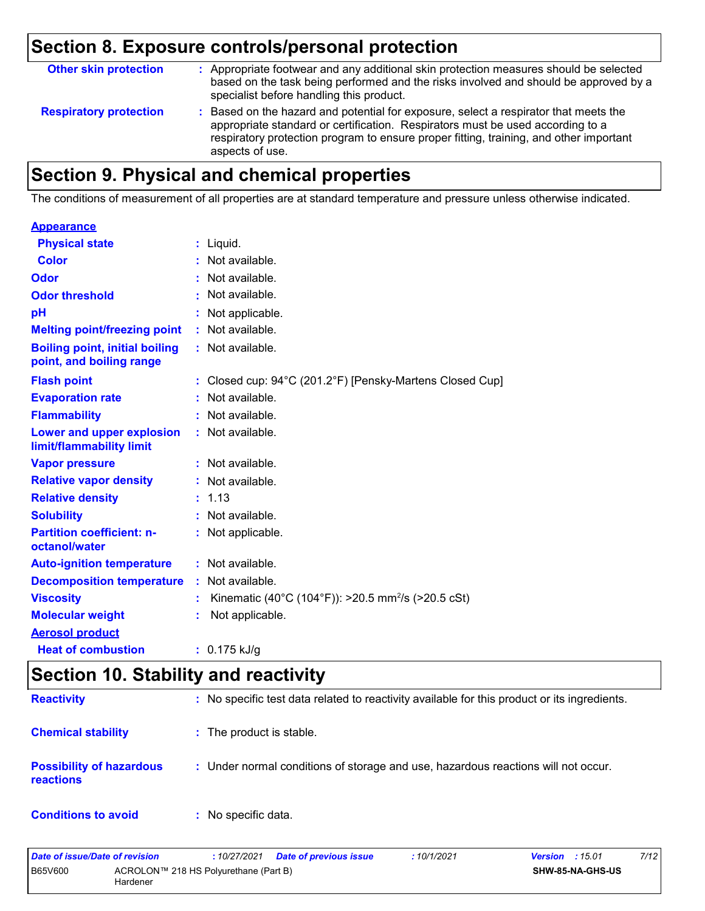## Section 8. Exposure controls/personal protection

| | |
|---|---|
| **Other skin protection** | : Appropriate footwear and any additional skin protection measures should be selected based on the task being performed and the risks involved and should be approved by a specialist before handling this product. |
| **Respiratory protection** | : Based on the hazard and potential for exposure, select a respirator that meets the appropriate standard or certification. Respirators must be used according to a respiratory protection program to ensure proper fitting, training, and other important aspects of use. |

## Section 9. Physical and chemical properties

The conditions of measurement of all properties are at standard temperature and pressure unless otherwise indicated.

| | |
|---|---|
| **Appearance** | |
| **Physical state** | : Liquid. |
| **Color** | : Not available. |
| **Odor** | : Not available. |
| **Odor threshold** | : Not available. |
| **pH** | : Not applicable. |
| **Melting point/freezing point** | : Not available. |
| **Boiling point, initial boiling point, and boiling range** | : Not available. |
| **Flash point** | : Closed cup: 94°C (201.2°F) [Pensky-Martens Closed Cup] |
| **Evaporation rate** | : Not available. |
| **Flammability** | : Not available. |
| **Lower and upper explosion limit/flammability limit** | : Not available. |
| **Vapor pressure** | : Not available. |
| **Relative vapor density** | : Not available. |
| **Relative density** | : 1.13 |
| **Solubility** | : Not available. |
| **Partition coefficient: n-octanol/water** | : Not applicable. |
| **Auto-ignition temperature** | : Not available. |
| **Decomposition temperature** | : Not available. |
| **Viscosity** | : Kinematic (40°C (104°F)): >20.5 $mm^2/s$ (>20.5 cSt) |
| **Molecular weight** | : Not applicable. |
| **Aerosol product** | |
| **Heat of combustion** | : 0.175 kJ/g |

## Section 10. Stability and reactivity

| | |
|---|---|
| **Reactivity** | : No specific test data related to reactivity available for this product or its ingredients. |
| **Chemical stability** | : The product is stable. |
| **Possibility of hazardous reactions** | : Under normal conditions of storage and use, hazardous reactions will not occur. |
| **Conditions to avoid** | : No specific data. |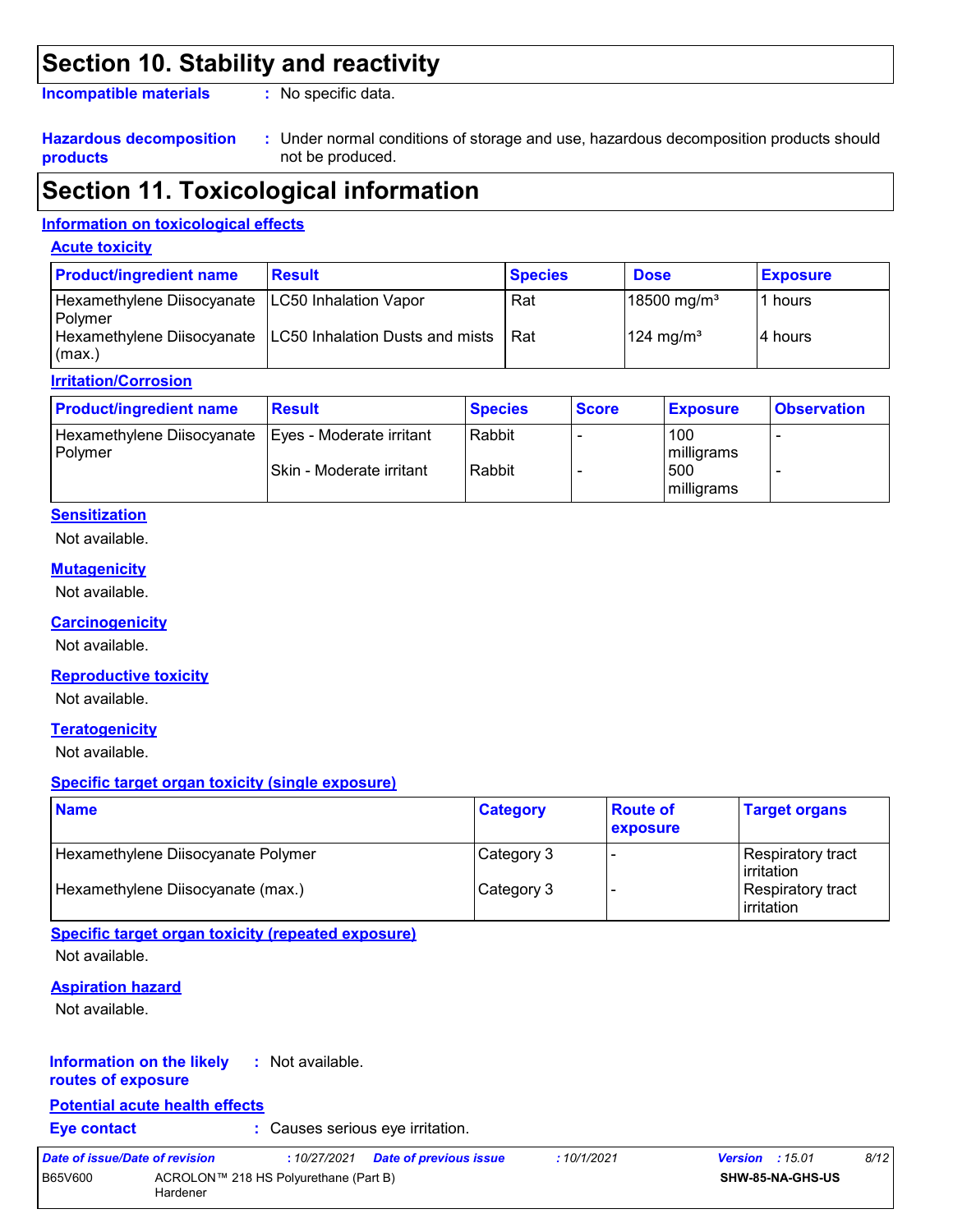## Section 10. Stability and reactivity

**Incompatible materials** : No specific data.

**Hazardous decomposition products** : Under normal conditions of storage and use, hazardous decomposition products should not be produced.

## Section 11. Toxicological information

### Information on toxicological effects

#### Acute toxicity

| Product/ingredient name | Result | Species | Dose | Exposure |
|---|---|---|---|---|
| Hexamethylene Diisocyanate Polymer | LC50 Inhalation Vapor | Rat | 18500 mg/m³ | 1 hours |
| Hexamethylene Diisocyanate (max.) | LC50 Inhalation Dusts and mists | Rat | 124 mg/m³ | 4 hours |

#### Irritation/Corrosion

| Product/ingredient name | Result | Species | Score | Exposure | Observation |
|---|---|---|---|---|---|
| Hexamethylene Diisocyanate Polymer | Eyes - Moderate irritant | Rabbit | - | 100 milligrams | - |
| | Skin - Moderate irritant | Rabbit | - | 500 milligrams | - |

#### Sensitization

Not available.

#### Mutagenicity

Not available.

#### Carcinogenicity

Not available.

#### Reproductive toxicity

Not available.

#### Teratogenicity

Not available.

#### Specific target organ toxicity (single exposure)

| Name | Category | Route of exposure | Target organs |
|---|---|---|---|
| Hexamethylene Diisocyanate Polymer | Category 3 | - | Respiratory tract irritation |
| Hexamethylene Diisocyanate (max.) | Category 3 | - | Respiratory tract irritation |

#### Specific target organ toxicity (repeated exposure)

Not available.

#### Aspiration hazard

Not available.

**Information on the likely routes of exposure** : Not available.

#### Potential acute health effects

**Eye contact** : Causes serious eye irritation.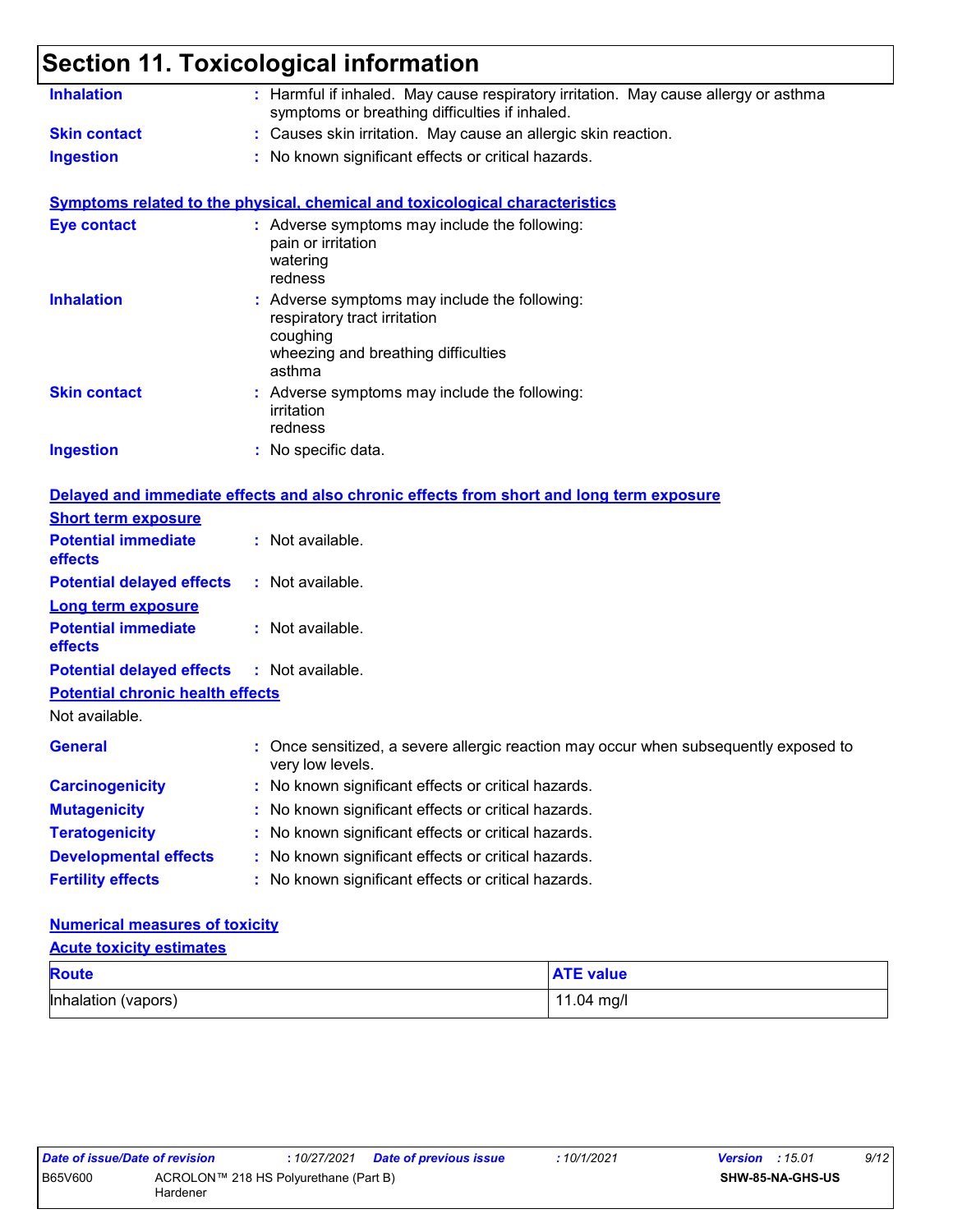# Section 11. Toxicological information

**Inhalation** : Harmful if inhaled. May cause respiratory irritation. May cause allergy or asthma symptoms or breathing difficulties if inhaled.

**Skin contact** : Causes skin irritation. May cause an allergic skin reaction.

**Ingestion** : No known significant effects or critical hazards.

## Symptoms related to the physical, chemical and toxicological characteristics

**Eye contact** : Adverse symptoms may include the following:
pain or irritation
watering
redness

**Inhalation** : Adverse symptoms may include the following:
respiratory tract irritation
coughing
wheezing and breathing difficulties
asthma

**Skin contact** : Adverse symptoms may include the following:
irritation
redness

**Ingestion** : No specific data.

## Delayed and immediate effects and also chronic effects from short and long term exposure

### Short term exposure

**Potential immediate effects** : Not available.

**Potential delayed effects** : Not available.

### Long term exposure

**Potential immediate effects** : Not available.

**Potential delayed effects** : Not available.

### Potential chronic health effects

Not available.

**General** : Once sensitized, a severe allergic reaction may occur when subsequently exposed to very low levels.

**Carcinogenicity** : No known significant effects or critical hazards.

**Mutagenicity** : No known significant effects or critical hazards.

**Teratogenicity** : No known significant effects or critical hazards.

**Developmental effects** : No known significant effects or critical hazards.

**Fertility effects** : No known significant effects or critical hazards.

## Numerical measures of toxicity

### Acute toxicity estimates

| Route | ATE value |
| --- | --- |
| Inhalation (vapors) | 11.04 mg/l |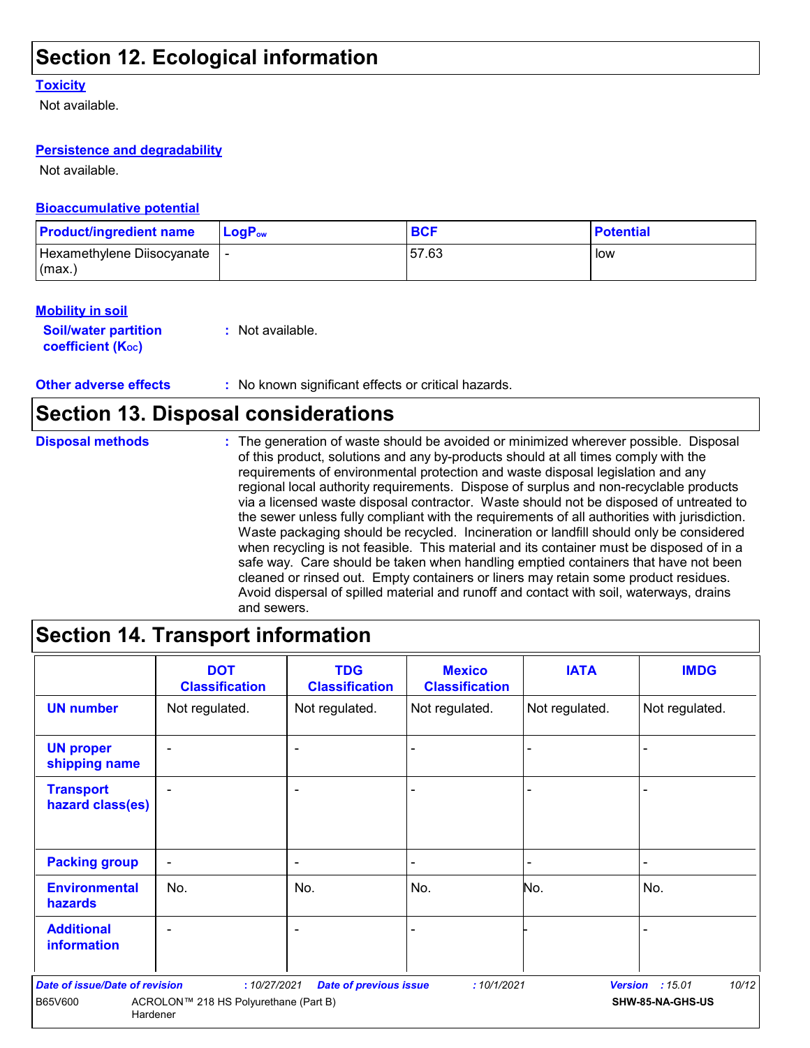## Section 12. Ecological information

### Toxicity

Not available.

### Persistence and degradability

Not available.

### Bioaccumulative potential

| Product/ingredient name | $LogP_{ow}$ | BCF | Potential |
|---|---|---|---|
| Hexamethylene Diisocyanate (max.) | - | 57.63 | low |

### Mobility in soil

**Soil/water partition coefficient ($K_{OC}$)** : Not available.

**Other adverse effects** : No known significant effects or critical hazards.

## Section 13. Disposal considerations

**Disposal methods** : The generation of waste should be avoided or minimized wherever possible. Disposal of this product, solutions and any by-products should at all times comply with the requirements of environmental protection and waste disposal legislation and any regional local authority requirements. Dispose of surplus and non-recyclable products via a licensed waste disposal contractor. Waste should not be disposed of untreated to the sewer unless fully compliant with the requirements of all authorities with jurisdiction. Waste packaging should be recycled. Incineration or landfill should only be considered when recycling is not feasible. This material and its container must be disposed of in a safe way. Care should be taken when handling emptied containers that have not been cleaned or rinsed out. Empty containers or liners may retain some product residues. Avoid dispersal of spilled material and runoff and contact with soil, waterways, drains and sewers.

## Section 14. Transport information

| | DOT Classification | TDG Classification | Mexico Classification | IATA | IMDG |
|---|---|---|---|---|---|
| UN number | Not regulated. | Not regulated. | Not regulated. | Not regulated. | Not regulated. |
| UN proper shipping name | - | - | - | - | - |
| Transport hazard class(es) | - | - | - | - | - |
| Packing group | - | - | - | - | - |
| Environmental hazards | No. | No. | No. | No. | No. |
| Additional information | - | - | - | - | - |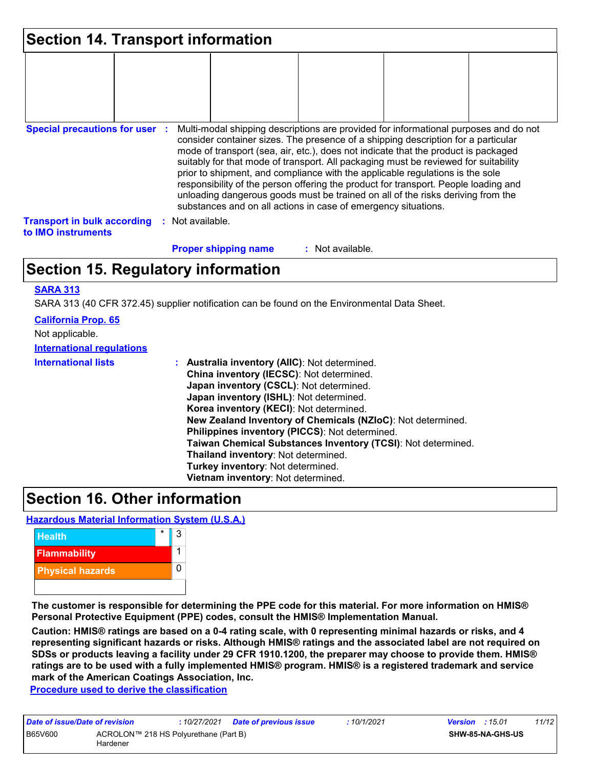## Section 14. Transport information

| | | | | | |
|---|---|---|---|---|---|
| | | | | | |

**Special precautions for user** : Multi-modal shipping descriptions are provided for informational purposes and do not consider container sizes. The presence of a shipping description for a particular mode of transport (sea, air, etc.), does not indicate that the product is packaged suitably for that mode of transport. All packaging must be reviewed for suitability prior to shipment, and compliance with the applicable regulations is the sole responsibility of the person offering the product for transport. People loading and unloading dangerous goods must be trained on all of the risks deriving from the substances and on all actions in case of emergency situations.

**Transport in bulk according to IMO instruments** : Not available.

**Proper shipping name** : Not available.

## Section 15. Regulatory information

**SARA 313**

SARA 313 (40 CFR 372.45) supplier notification can be found on the Environmental Data Sheet.

**California Prop. 65**

Not applicable.

**International regulations**

**International lists** :
**Australia inventory (AIIC)**: Not determined.
**China inventory (IECSC)**: Not determined.
**Japan inventory (CSCL)**: Not determined.
**Japan inventory (ISHL)**: Not determined.
**Korea inventory (KECI)**: Not determined.
**New Zealand Inventory of Chemicals (NZIoC)**: Not determined.
**Philippines inventory (PICCS)**: Not determined.
**Taiwan Chemical Substances Inventory (TCSI)**: Not determined.
**Thailand inventory**: Not determined.
**Turkey inventory**: Not determined.
**Vietnam inventory**: Not determined.

## Section 16. Other information

**Hazardous Material Information System (U.S.A.)**

| | | |
|---|---|---|
| Health | * | 3 |
| Flammability | | 1 |
| Physical hazards | | 0 |
| | | |

**The customer is responsible for determining the PPE code for this material. For more information on HMIS® Personal Protective Equipment (PPE) codes, consult the HMIS® Implementation Manual.**

**Caution: HMIS® ratings are based on a 0-4 rating scale, with 0 representing minimal hazards or risks, and 4 representing significant hazards or risks. Although HMIS® ratings and the associated label are not required on SDSs or products leaving a facility under 29 CFR 1910.1200, the preparer may choose to provide them. HMIS® ratings are to be used with a fully implemented HMIS® program. HMIS® is a registered trademark and service mark of the American Coatings Association, Inc.**

**Procedure used to derive the classification**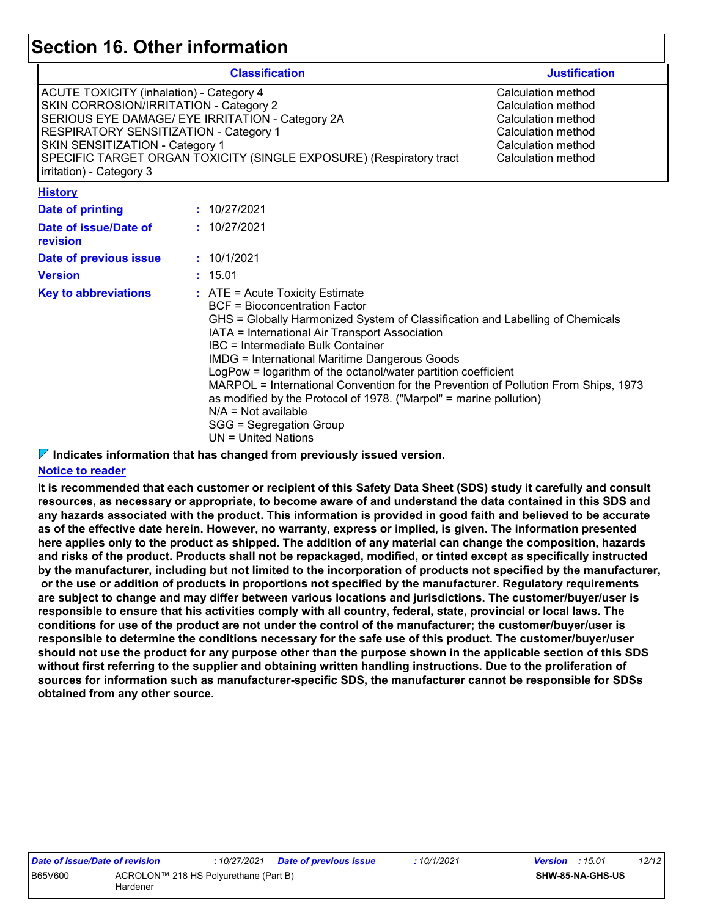# Section 16. Other information

| Classification | Justification |
| --- | --- |
| ACUTE TOXICITY (inhalation) - Category 4 | Calculation method |
| SKIN CORROSION/IRRITATION - Category 2 | Calculation method |
| SERIOUS EYE DAMAGE/ EYE IRRITATION - Category 2A | Calculation method |
| RESPIRATORY SENSITIZATION - Category 1 | Calculation method |
| SKIN SENSITIZATION - Category 1 | Calculation method |
| SPECIFIC TARGET ORGAN TOXICITY (SINGLE EXPOSURE) (Respiratory tract irritation) - Category 3 | Calculation method |

**History**

**Date of printing** : 10/27/2021

**Date of issue/Date of revision** : 10/27/2021

**Date of previous issue** : 10/1/2021

**Version** : 15.01

**Key to abbreviations** : ATE = Acute Toxicity Estimate
BCF = Bioconcentration Factor
GHS = Globally Harmonized System of Classification and Labelling of Chemicals
IATA = International Air Transport Association
IBC = Intermediate Bulk Container
IMDG = International Maritime Dangerous Goods
LogPow = logarithm of the octanol/water partition coefficient
MARPOL = International Convention for the Prevention of Pollution From Ships, 1973 as modified by the Protocol of 1978. ("Marpol" = marine pollution)
N/A = Not available
SGG = Segregation Group
UN = United Nations

**Indicates information that has changed from previously issued version.**

**Notice to reader**

**It is recommended that each customer or recipient of this Safety Data Sheet (SDS) study it carefully and consult resources, as necessary or appropriate, to become aware of and understand the data contained in this SDS and any hazards associated with the product. This information is provided in good faith and believed to be accurate as of the effective date herein. However, no warranty, express or implied, is given. The information presented here applies only to the product as shipped. The addition of any material can change the composition, hazards and risks of the product. Products shall not be repackaged, modified, or tinted except as specifically instructed by the manufacturer, including but not limited to the incorporation of products not specified by the manufacturer, or the use or addition of products in proportions not specified by the manufacturer. Regulatory requirements are subject to change and may differ between various locations and jurisdictions. The customer/buyer/user is responsible to ensure that his activities comply with all country, federal, state, provincial or local laws. The conditions for use of the product are not under the control of the manufacturer; the customer/buyer/user is responsible to determine the conditions necessary for the safe use of this product. The customer/buyer/user should not use the product for any purpose other than the purpose shown in the applicable section of this SDS without first referring to the supplier and obtaining written handling instructions. Due to the proliferation of sources for information such as manufacturer-specific SDS, the manufacturer cannot be responsible for SDSs obtained from any other source.**